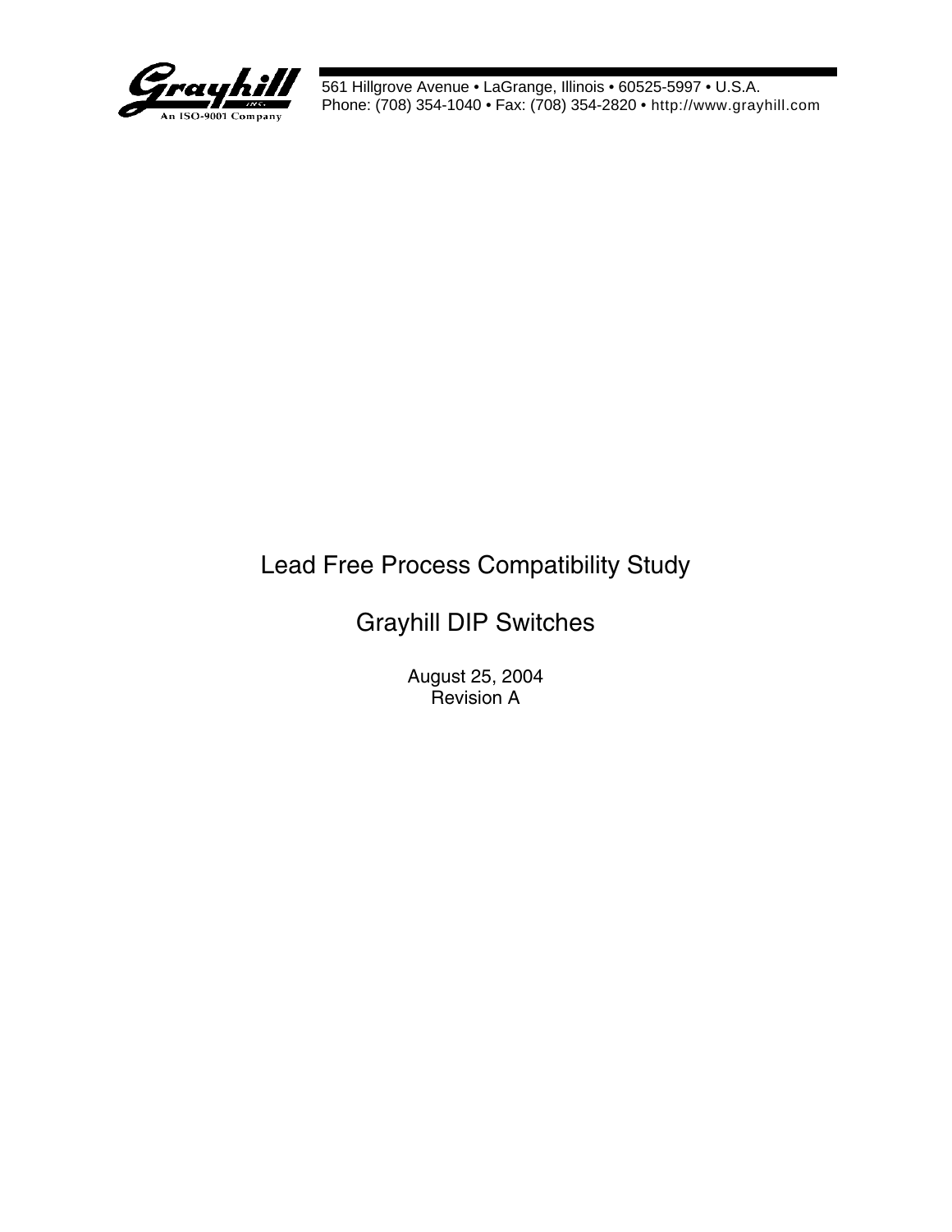Grayhill

An ISO-9001 Company

561 Hillgrove Avenue • LaGrange, Illinois • 60525-5997 • U.S.A.
Phone: (708) 354-1040 • Fax: (708) 354-2820 • http://www.grayhill.com

# Lead Free Process Compatibility Study

## Grayhill DIP Switches

August 25, 2004
Revision A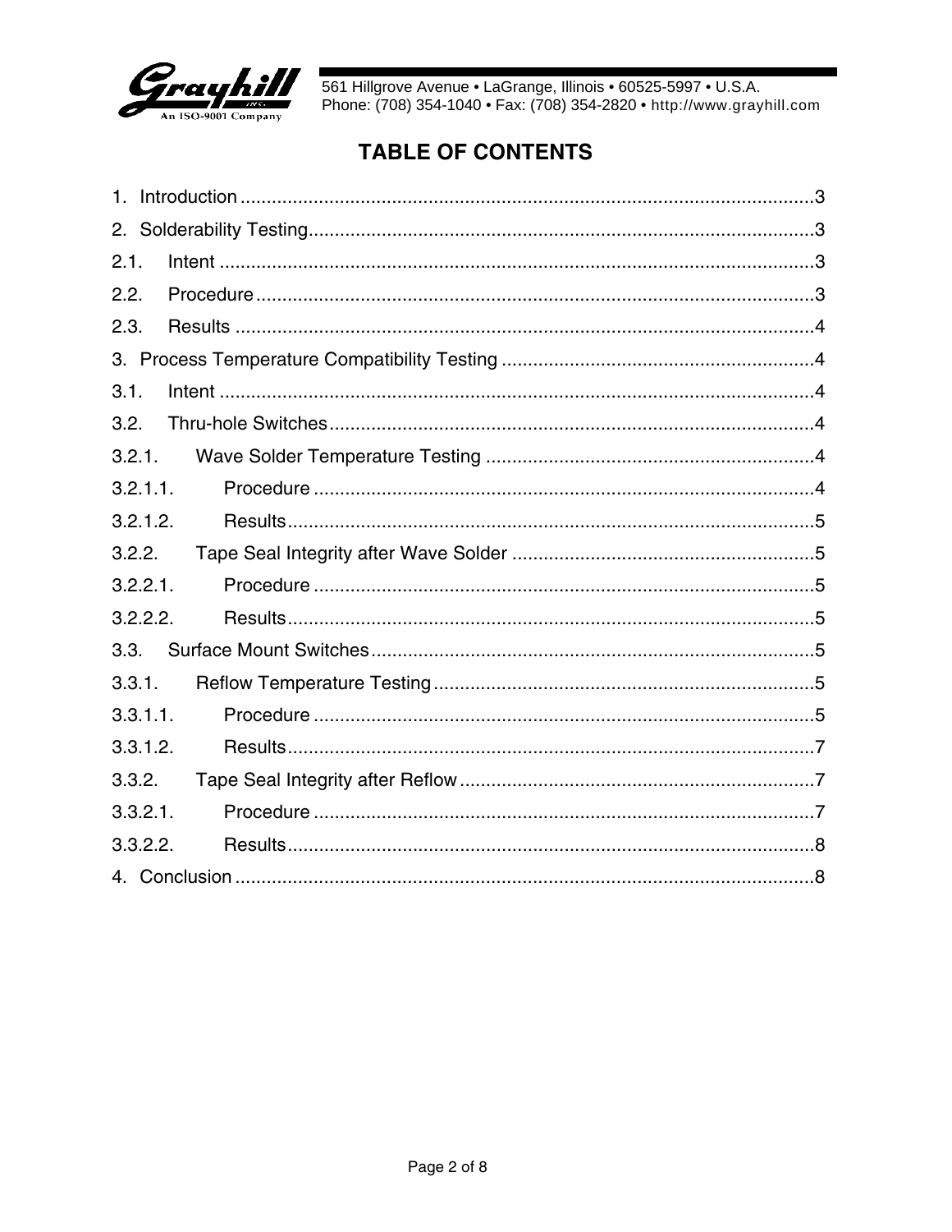# TABLE OF CONTENTS

1. Introduction .............................................................................................................3
2. Solderability Testing...................................................................................................3
2.1. Intent ......................................................................................................................3
2.2. Procedure ...............................................................................................................3
2.3. Results ...................................................................................................................4
3. Process Temperature Compatibility Testing ...............................................................4
3.1. Intent ......................................................................................................................4
3.2. Thru-hole Switches..................................................................................................4
3.2.1. Wave Solder Temperature Testing ........................................................................4
3.2.1.1. Procedure .........................................................................................................4
3.2.1.2. Results..............................................................................................................5
3.2.2. Tape Seal Integrity after Wave Solder ....................................................................5
3.2.2.1. Procedure .........................................................................................................5
3.2.2.2. Results..............................................................................................................5
3.3. Surface Mount Switches...........................................................................................5
3.3.1. Reflow Temperature Testing..................................................................................5
3.3.1.1. Procedure .........................................................................................................5
3.3.1.2. Results..............................................................................................................7
3.3.2. Tape Seal Integrity after Reflow .............................................................................7
3.3.2.1. Procedure .........................................................................................................7
3.3.2.2. Results..............................................................................................................8
4. Conclusion ................................................................................................................8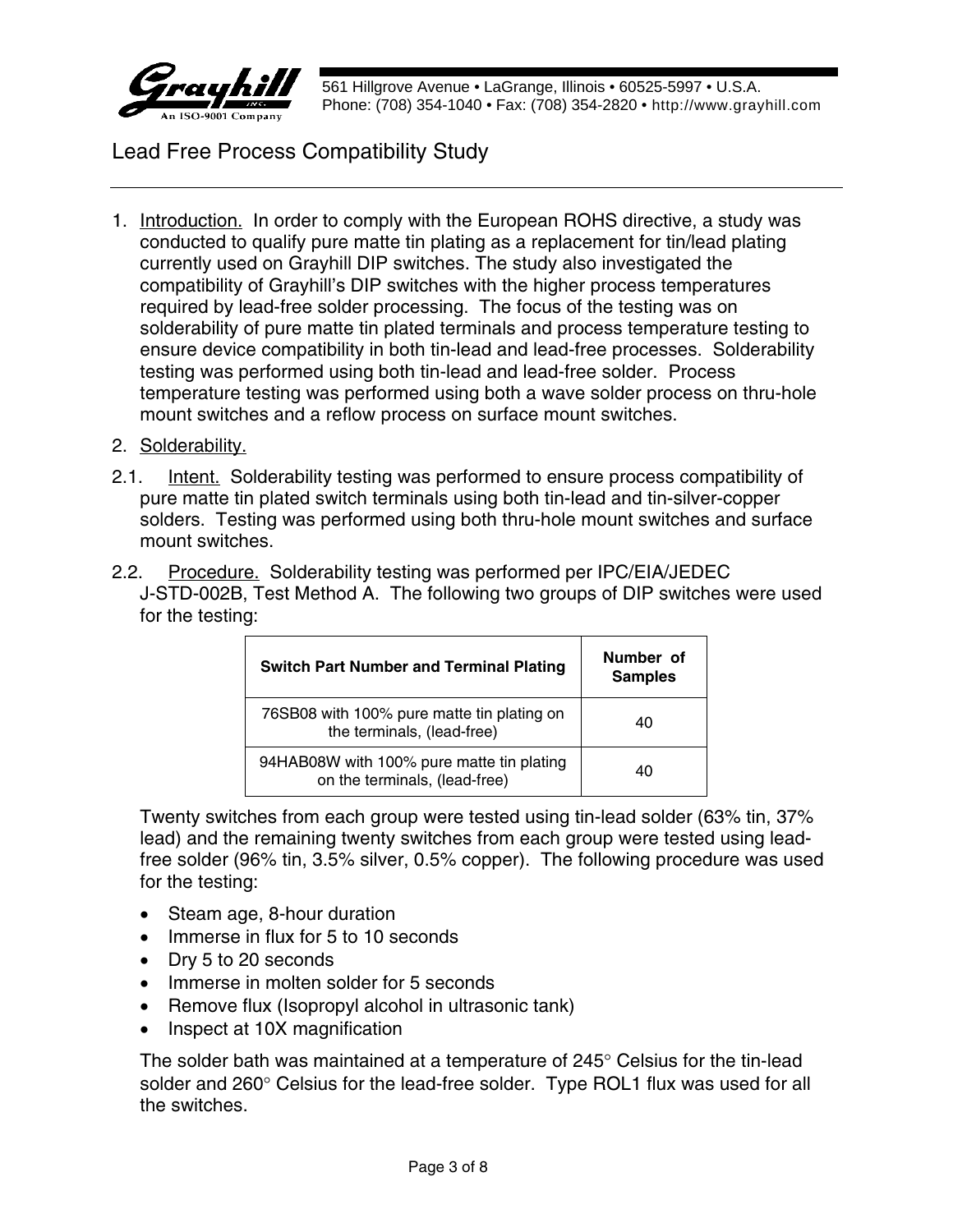Grayhill Inc. — An ISO-9001 Company

561 Hillgrove Avenue • LaGrange, Illinois • 60525-5997 • U.S.A.
Phone: (708) 354-1040 • Fax: (708) 354-2820 • http://www.grayhill.com

# Lead Free Process Compatibility Study

1. Introduction. In order to comply with the European ROHS directive, a study was conducted to qualify pure matte tin plating as a replacement for tin/lead plating currently used on Grayhill DIP switches. The study also investigated the compatibility of Grayhill's DIP switches with the higher process temperatures required by lead-free solder processing. The focus of the testing was on solderability of pure matte tin plated terminals and process temperature testing to ensure device compatibility in both tin-lead and lead-free processes. Solderability testing was performed using both tin-lead and lead-free solder. Process temperature testing was performed using both a wave solder process on thru-hole mount switches and a reflow process on surface mount switches.

2. Solderability.

2.1. Intent. Solderability testing was performed to ensure process compatibility of pure matte tin plated switch terminals using both tin-lead and tin-silver-copper solders. Testing was performed using both thru-hole mount switches and surface mount switches.

2.2. Procedure. Solderability testing was performed per IPC/EIA/JEDEC J-STD-002B, Test Method A. The following two groups of DIP switches were used for the testing:

| Switch Part Number and Terminal Plating | Number of Samples |
|---|---|
| 76SB08 with 100% pure matte tin plating on the terminals, (lead-free) | 40 |
| 94HAB08W with 100% pure matte tin plating on the terminals, (lead-free) | 40 |

Twenty switches from each group were tested using tin-lead solder (63% tin, 37% lead) and the remaining twenty switches from each group were tested using lead-free solder (96% tin, 3.5% silver, 0.5% copper). The following procedure was used for the testing:

- Steam age, 8-hour duration
- Immerse in flux for 5 to 10 seconds
- Dry 5 to 20 seconds
- Immerse in molten solder for 5 seconds
- Remove flux (Isopropyl alcohol in ultrasonic tank)
- Inspect at 10X magnification

The solder bath was maintained at a temperature of 245° Celsius for the tin-lead solder and 260° Celsius for the lead-free solder. Type ROL1 flux was used for all the switches.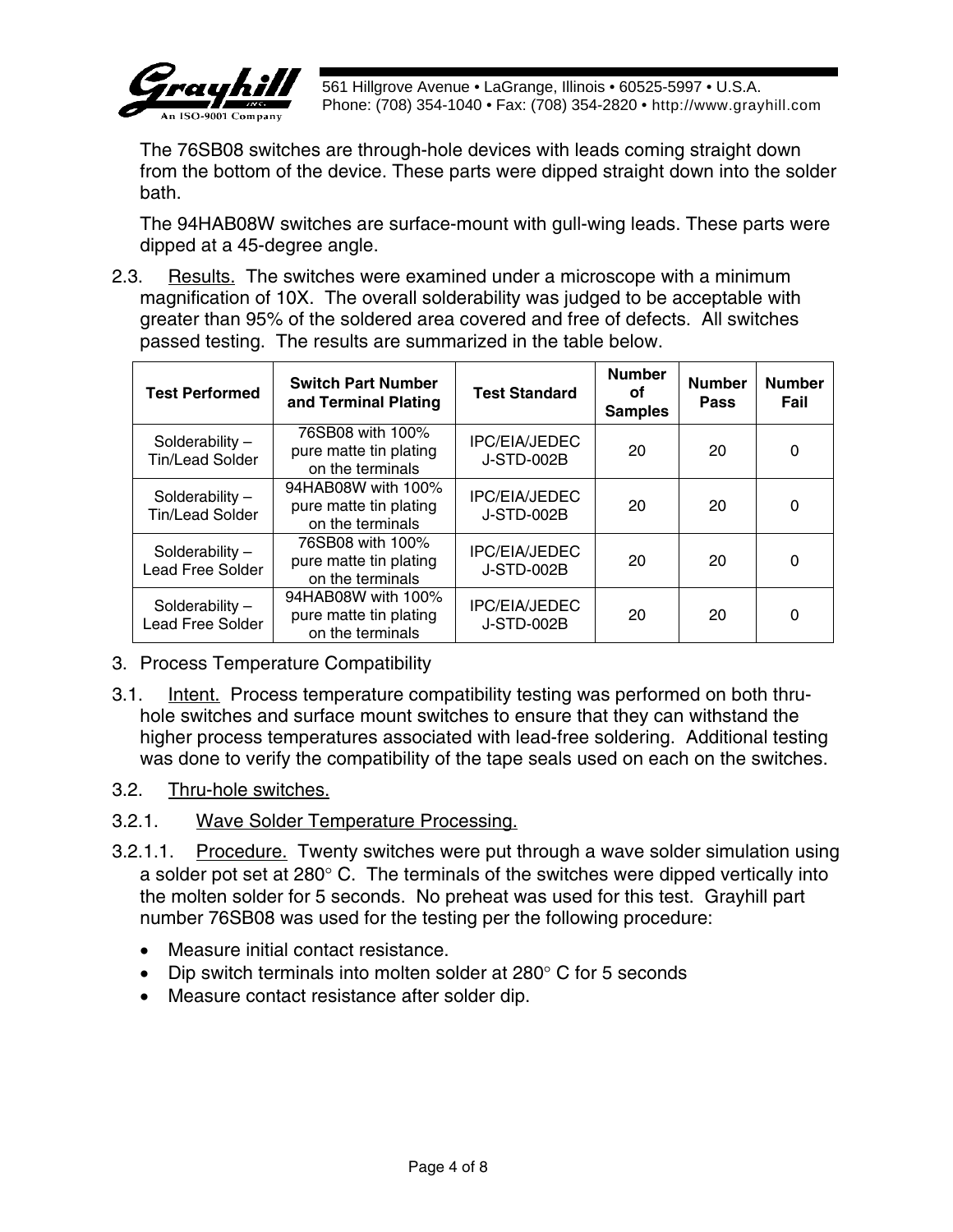The 76SB08 switches are through-hole devices with leads coming straight down from the bottom of the device. These parts were dipped straight down into the solder bath.

The 94HAB08W switches are surface-mount with gull-wing leads. These parts were dipped at a 45-degree angle.

2.3. Results. The switches were examined under a microscope with a minimum magnification of 10X. The overall solderability was judged to be acceptable with greater than 95% of the soldered area covered and free of defects. All switches passed testing. The results are summarized in the table below.

| Test Performed | Switch Part Number and Terminal Plating | Test Standard | Number of Samples | Number Pass | Number Fail |
|---|---|---|---|---|---|
| Solderability – Tin/Lead Solder | 76SB08 with 100% pure matte tin plating on the terminals | IPC/EIA/JEDEC J-STD-002B | 20 | 20 | 0 |
| Solderability – Tin/Lead Solder | 94HAB08W with 100% pure matte tin plating on the terminals | IPC/EIA/JEDEC J-STD-002B | 20 | 20 | 0 |
| Solderability – Lead Free Solder | 76SB08 with 100% pure matte tin plating on the terminals | IPC/EIA/JEDEC J-STD-002B | 20 | 20 | 0 |
| Solderability – Lead Free Solder | 94HAB08W with 100% pure matte tin plating on the terminals | IPC/EIA/JEDEC J-STD-002B | 20 | 20 | 0 |

3. Process Temperature Compatibility

3.1. Intent. Process temperature compatibility testing was performed on both thru-hole switches and surface mount switches to ensure that they can withstand the higher process temperatures associated with lead-free soldering. Additional testing was done to verify the compatibility of the tape seals used on each on the switches.

3.2. Thru-hole switches.

3.2.1. Wave Solder Temperature Processing.

3.2.1.1. Procedure. Twenty switches were put through a wave solder simulation using a solder pot set at 280° C. The terminals of the switches were dipped vertically into the molten solder for 5 seconds. No preheat was used for this test. Grayhill part number 76SB08 was used for the testing per the following procedure:

- Measure initial contact resistance.
- Dip switch terminals into molten solder at 280° C for 5 seconds
- Measure contact resistance after solder dip.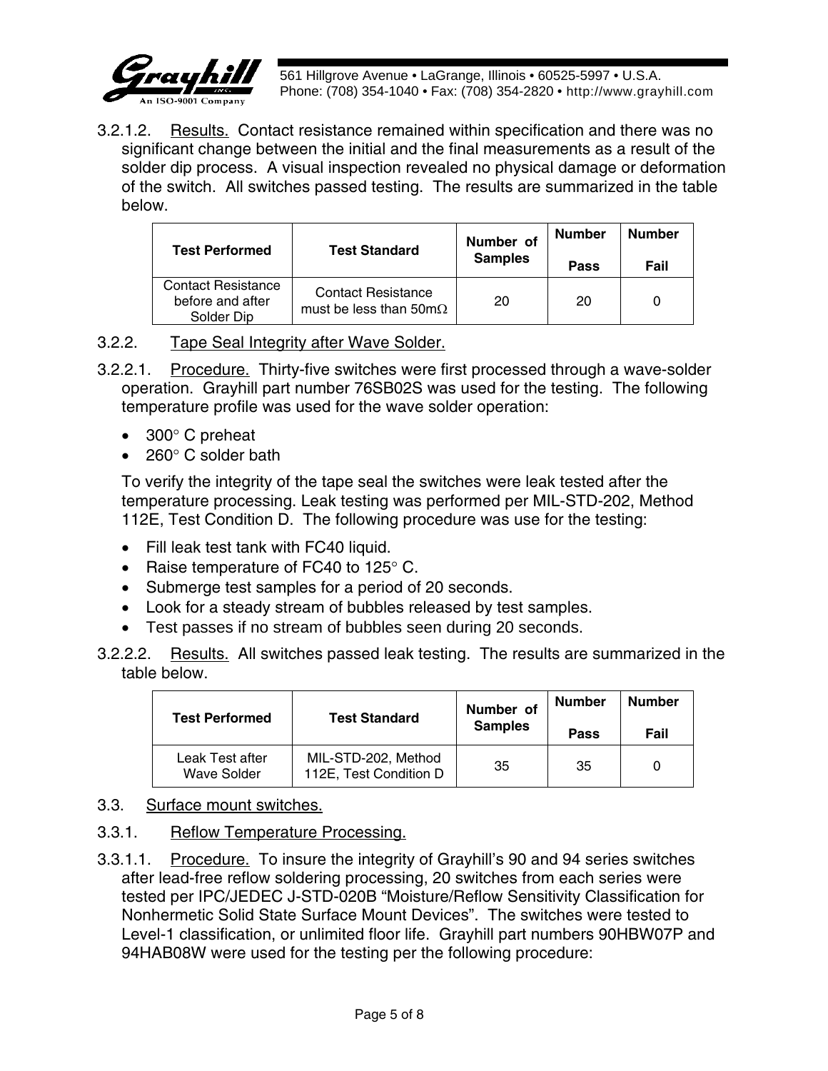3.2.1.2. Results. Contact resistance remained within specification and there was no significant change between the initial and the final measurements as a result of the solder dip process. A visual inspection revealed no physical damage or deformation of the switch. All switches passed testing. The results are summarized in the table below.

| Test Performed | Test Standard | Number of Samples | Number Pass | Number Fail |
|---|---|---|---|---|
| Contact Resistance before and after Solder Dip | Contact Resistance must be less than 50mΩ | 20 | 20 | 0 |

3.2.2. Tape Seal Integrity after Wave Solder.

3.2.2.1. Procedure. Thirty-five switches were first processed through a wave-solder operation. Grayhill part number 76SB02S was used for the testing. The following temperature profile was used for the wave solder operation:

- 300° C preheat
- 260° C solder bath

To verify the integrity of the tape seal the switches were leak tested after the temperature processing. Leak testing was performed per MIL-STD-202, Method 112E, Test Condition D. The following procedure was use for the testing:

- Fill leak test tank with FC40 liquid.
- Raise temperature of FC40 to 125° C.
- Submerge test samples for a period of 20 seconds.
- Look for a steady stream of bubbles released by test samples.
- Test passes if no stream of bubbles seen during 20 seconds.

3.2.2.2. Results. All switches passed leak testing. The results are summarized in the table below.

| Test Performed | Test Standard | Number of Samples | Number Pass | Number Fail |
|---|---|---|---|---|
| Leak Test after Wave Solder | MIL-STD-202, Method 112E, Test Condition D | 35 | 35 | 0 |

3.3. Surface mount switches.

3.3.1. Reflow Temperature Processing.

3.3.1.1. Procedure. To insure the integrity of Grayhill's 90 and 94 series switches after lead-free reflow soldering processing, 20 switches from each series were tested per IPC/JEDEC J-STD-020B "Moisture/Reflow Sensitivity Classification for Nonhermetic Solid State Surface Mount Devices". The switches were tested to Level-1 classification, or unlimited floor life. Grayhill part numbers 90HBW07P and 94HAB08W were used for the testing per the following procedure: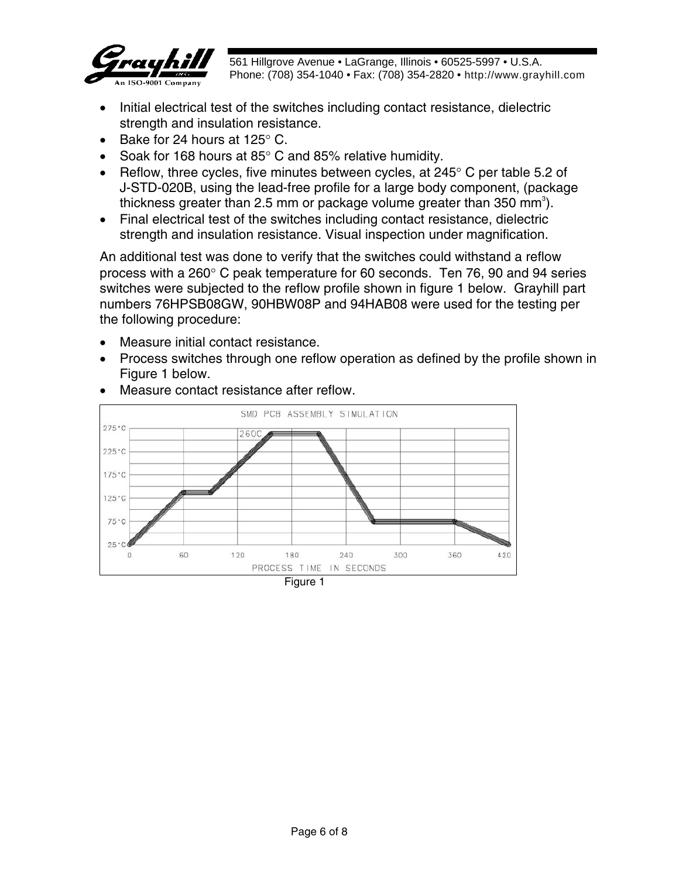- Initial electrical test of the switches including contact resistance, dielectric strength and insulation resistance.
- Bake for 24 hours at 125° C.
- Soak for 168 hours at 85° C and 85% relative humidity.
- Reflow, three cycles, five minutes between cycles, at 245° C per table 5.2 of J-STD-020B, using the lead-free profile for a large body component, (package thickness greater than 2.5 mm or package volume greater than 350 mm$^3$).
- Final electrical test of the switches including contact resistance, dielectric strength and insulation resistance. Visual inspection under magnification.

An additional test was done to verify that the switches could withstand a reflow process with a 260° C peak temperature for 60 seconds. Ten 76, 90 and 94 series switches were subjected to the reflow profile shown in figure 1 below. Grayhill part numbers 76HPSB08GW, 90HBW08P and 94HAB08 were used for the testing per the following procedure:

- Measure initial contact resistance.
- Process switches through one reflow operation as defined by the profile shown in Figure 1 below.
- Measure contact resistance after reflow.

SMD PCB ASSEMBLY SIMULATION

Figure 1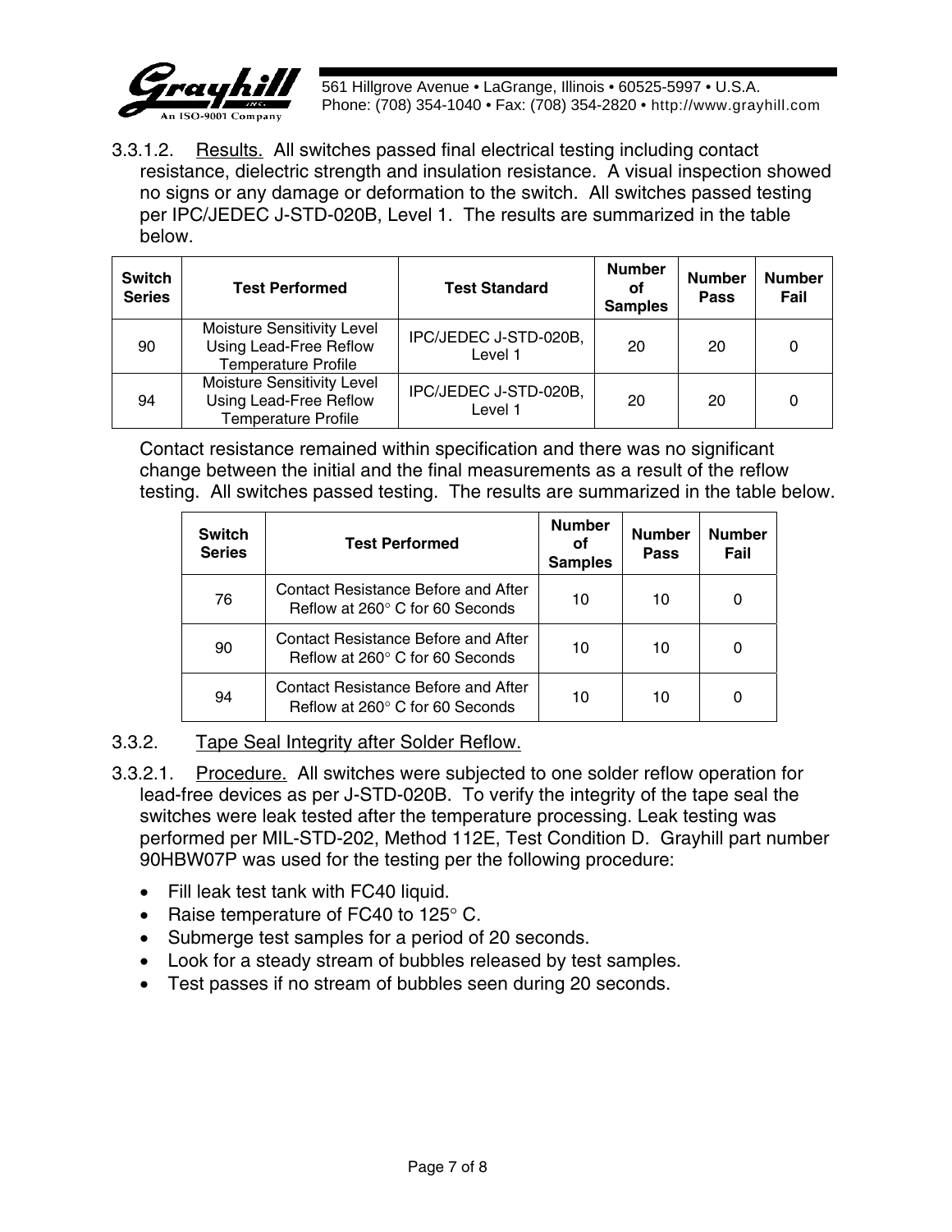3.3.1.2. Results. All switches passed final electrical testing including contact resistance, dielectric strength and insulation resistance. A visual inspection showed no signs or any damage or deformation to the switch. All switches passed testing per IPC/JEDEC J-STD-020B, Level 1. The results are summarized in the table below.

| Switch Series | Test Performed | Test Standard | Number of Samples | Number Pass | Number Fail |
|---|---|---|---|---|---|
| 90 | Moisture Sensitivity Level Using Lead-Free Reflow Temperature Profile | IPC/JEDEC J-STD-020B, Level 1 | 20 | 20 | 0 |
| 94 | Moisture Sensitivity Level Using Lead-Free Reflow Temperature Profile | IPC/JEDEC J-STD-020B, Level 1 | 20 | 20 | 0 |

Contact resistance remained within specification and there was no significant change between the initial and the final measurements as a result of the reflow testing. All switches passed testing. The results are summarized in the table below.

| Switch Series | Test Performed | Number of Samples | Number Pass | Number Fail |
|---|---|---|---|---|
| 76 | Contact Resistance Before and After Reflow at 260° C for 60 Seconds | 10 | 10 | 0 |
| 90 | Contact Resistance Before and After Reflow at 260° C for 60 Seconds | 10 | 10 | 0 |
| 94 | Contact Resistance Before and After Reflow at 260° C for 60 Seconds | 10 | 10 | 0 |

3.3.2. Tape Seal Integrity after Solder Reflow.

3.3.2.1. Procedure. All switches were subjected to one solder reflow operation for lead-free devices as per J-STD-020B. To verify the integrity of the tape seal the switches were leak tested after the temperature processing. Leak testing was performed per MIL-STD-202, Method 112E, Test Condition D. Grayhill part number 90HBW07P was used for the testing per the following procedure:

- Fill leak test tank with FC40 liquid.
- Raise temperature of FC40 to 125° C.
- Submerge test samples for a period of 20 seconds.
- Look for a steady stream of bubbles released by test samples.
- Test passes if no stream of bubbles seen during 20 seconds.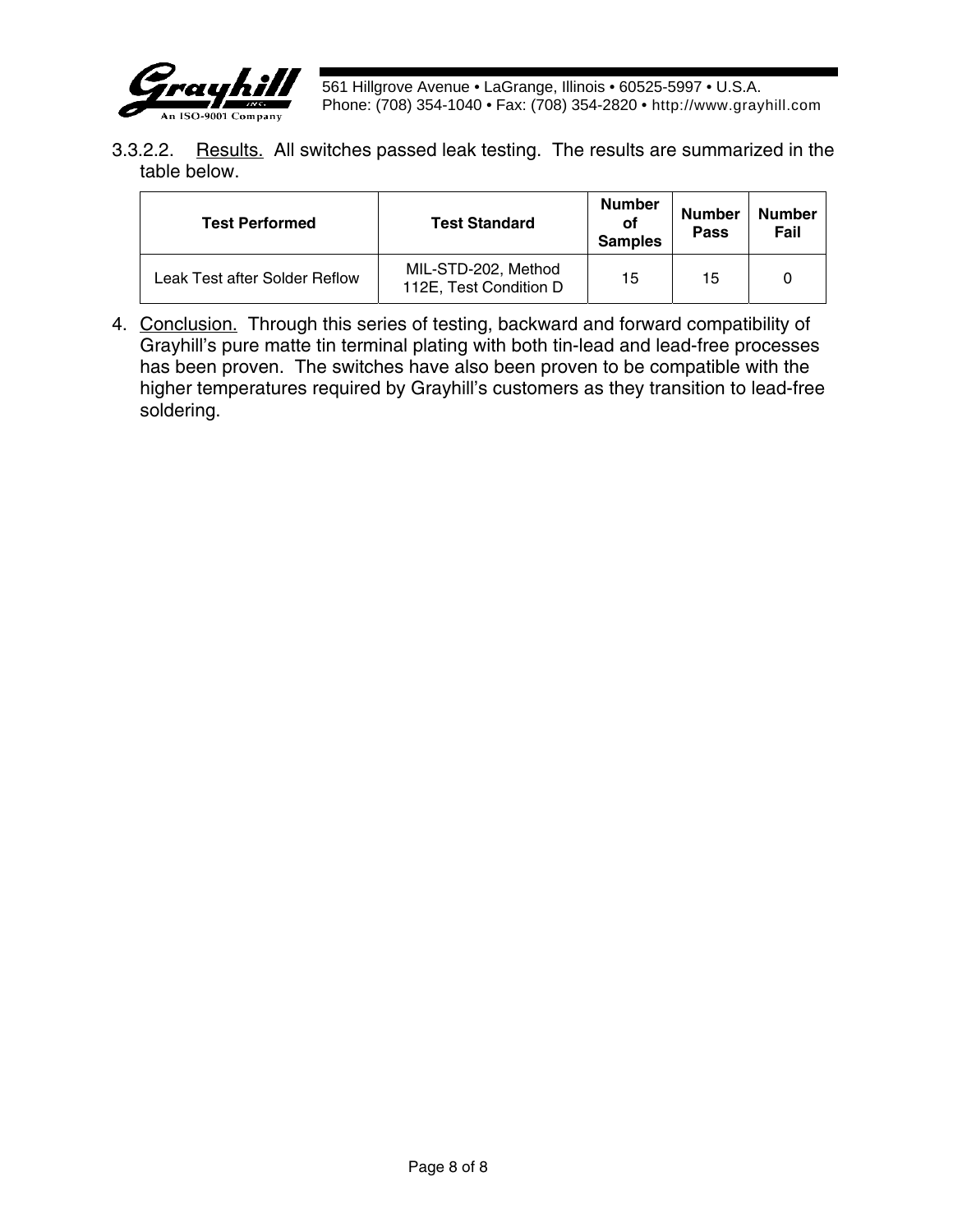3.3.2.2. Results. All switches passed leak testing. The results are summarized in the table below.

| Test Performed | Test Standard | Number of Samples | Number Pass | Number Fail |
|---|---|---|---|---|
| Leak Test after Solder Reflow | MIL-STD-202, Method 112E, Test Condition D | 15 | 15 | 0 |

4. Conclusion. Through this series of testing, backward and forward compatibility of Grayhill's pure matte tin terminal plating with both tin-lead and lead-free processes has been proven. The switches have also been proven to be compatible with the higher temperatures required by Grayhill's customers as they transition to lead-free soldering.